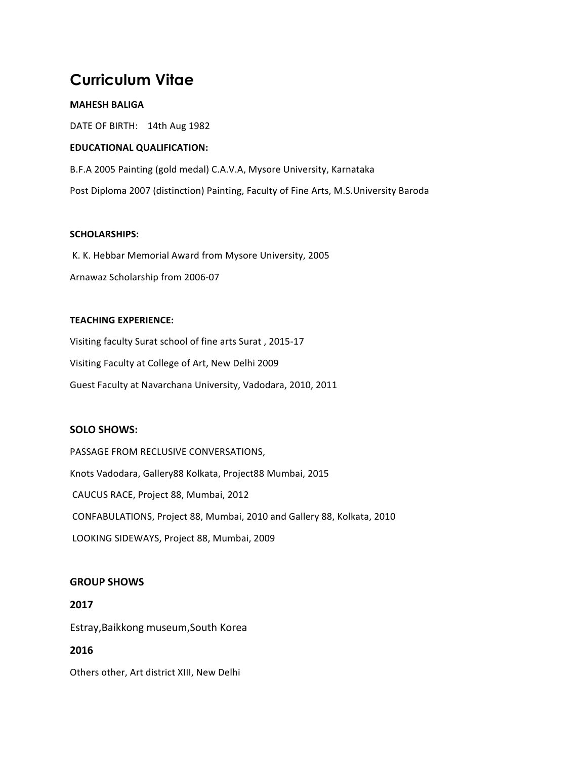# Curriculum Vitae

**MAHESH BALIGA**

DATE OF BIRTH: 14th Aug 1982

**EDUCATIONAL QUALIFICATION:**

B.F.A 2005 Painting (gold medal) C.A.V.A, Mysore University, Karnataka

Post Diploma 2007 (distinction) Painting, Faculty of Fine Arts, M.S.University Baroda

**SCHOLARSHIPS:**

K. K. Hebbar Memorial Award from Mysore University, 2005

Arnawaz Scholarship from 2006-07

**TEACHING EXPERIENCE:**

Visiting faculty Surat school of fine arts Surat , 2015-17

Visiting Faculty at College of Art, New Delhi 2009

Guest Faculty at Navarchana University, Vadodara, 2010, 2011

## SOLO SHOWS:

PASSAGE FROM RECLUSIVE CONVERSATIONS,

Knots Vadodara, Gallery88 Kolkata, Project88 Mumbai, 2015

CAUCUS RACE, Project 88, Mumbai, 2012

CONFABULATIONS, Project 88, Mumbai, 2010 and Gallery 88, Kolkata, 2010

LOOKING SIDEWAYS, Project 88, Mumbai, 2009

## GROUP SHOWS

### 2017

Estray,Baikkong museum,South Korea

### 2016

Others other, Art district XIII, New Delhi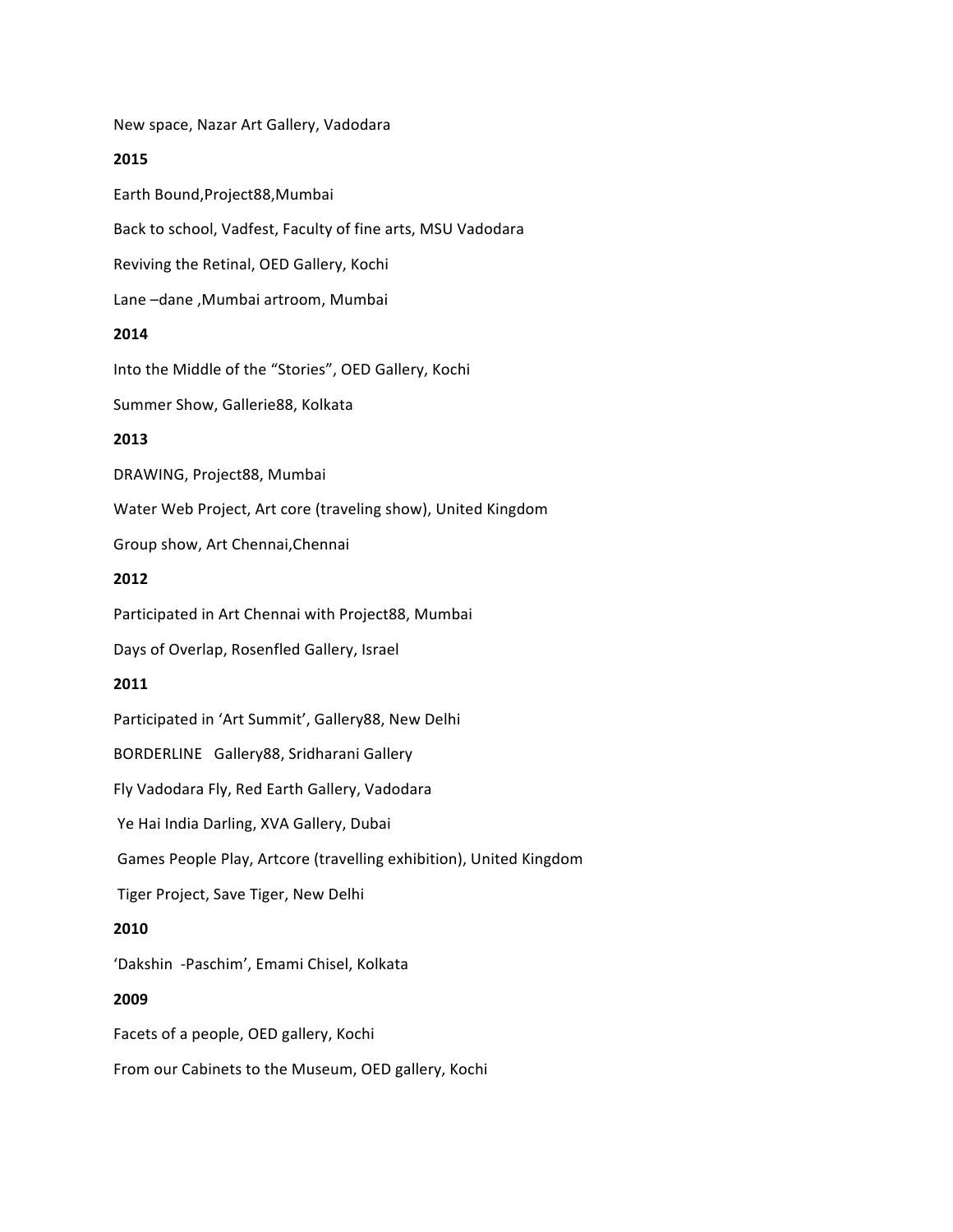New space, Nazar Art Gallery, Vadodara

**2015**

Earth Bound,Project88,Mumbai

Back to school, Vadfest, Faculty of fine arts, MSU Vadodara

Reviving the Retinal, OED Gallery, Kochi

Lane –dane ,Mumbai artroom, Mumbai

**2014**

Into the Middle of the "Stories", OED Gallery, Kochi

Summer Show, Gallerie88, Kolkata

**2013**

DRAWING, Project88, Mumbai

Water Web Project, Art core (traveling show), United Kingdom

Group show, Art Chennai,Chennai

**2012**

Participated in Art Chennai with Project88, Mumbai

Days of Overlap, Rosenfled Gallery, Israel

**2011**

Participated in 'Art Summit', Gallery88, New Delhi

BORDERLINE Gallery88, Sridharani Gallery

Fly Vadodara Fly, Red Earth Gallery, Vadodara

Ye Hai India Darling, XVA Gallery, Dubai

Games People Play, Artcore (travelling exhibition), United Kingdom

Tiger Project, Save Tiger, New Delhi

**2010**

'Dakshin -Paschim', Emami Chisel, Kolkata

**2009**

Facets of a people, OED gallery, Kochi

From our Cabinets to the Museum, OED gallery, Kochi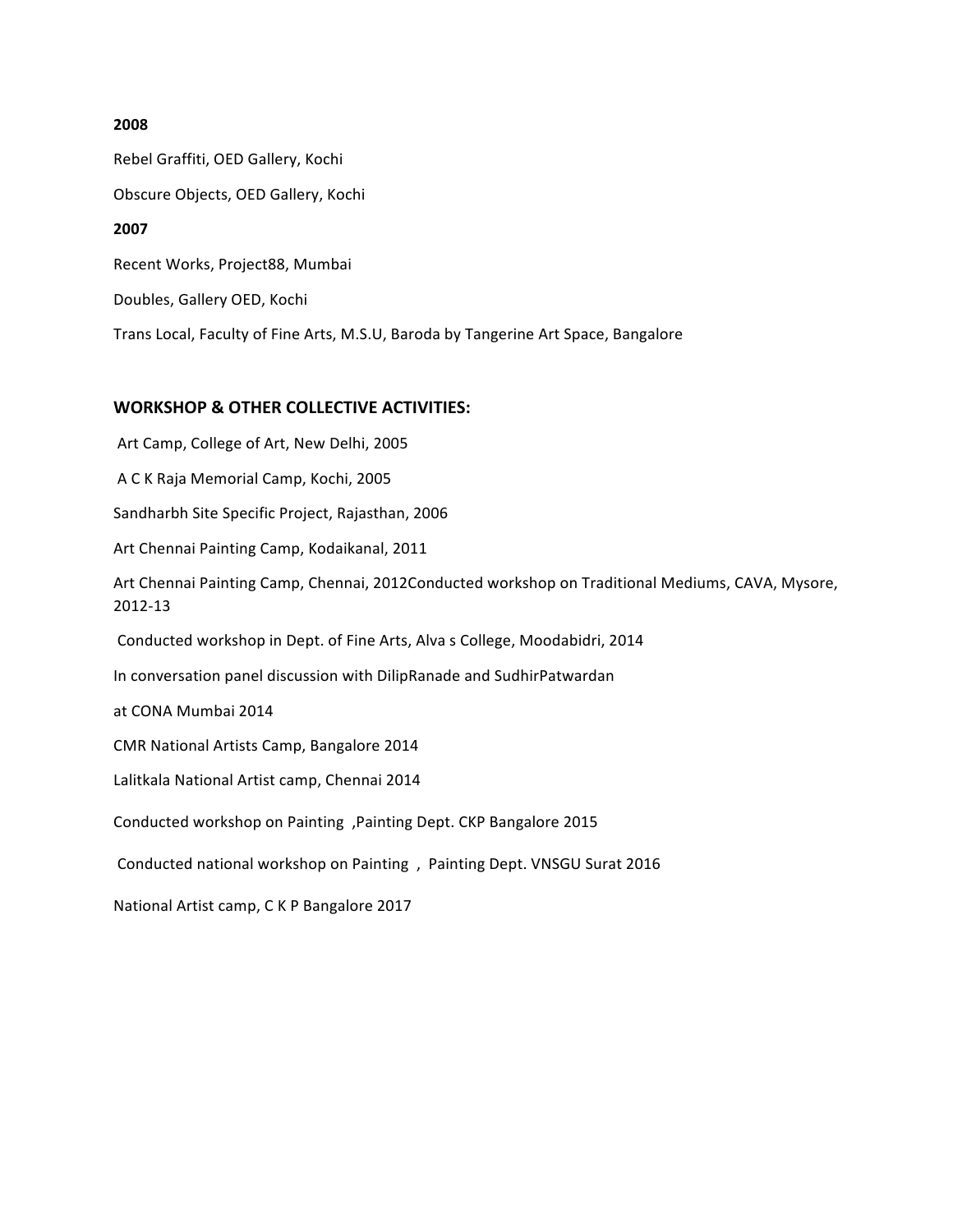**2008**

Rebel Graffiti, OED Gallery, Kochi

Obscure Objects, OED Gallery, Kochi

**2007**

Recent Works, Project88, Mumbai

Doubles, Gallery OED, Kochi

Trans Local, Faculty of Fine Arts, M.S.U, Baroda by Tangerine Art Space, Bangalore

## WORKSHOP & OTHER COLLECTIVE ACTIVITIES:

Art Camp, College of Art, New Delhi, 2005

A C K Raja Memorial Camp, Kochi, 2005

Sandharbh Site Specific Project, Rajasthan, 2006

Art Chennai Painting Camp, Kodaikanal, 2011

Art Chennai Painting Camp, Chennai, 2012Conducted workshop on Traditional Mediums, CAVA, Mysore, 2012-13

Conducted workshop in Dept. of Fine Arts, Alva s College, Moodabidri, 2014

In conversation panel discussion with DilipRanade and SudhirPatwardan

at CONA Mumbai 2014

CMR National Artists Camp, Bangalore 2014

Lalitkala National Artist camp, Chennai 2014

Conducted workshop on Painting ,Painting Dept. CKP Bangalore 2015

Conducted national workshop on Painting , Painting Dept. VNSGU Surat 2016

National Artist camp, C K P Bangalore 2017